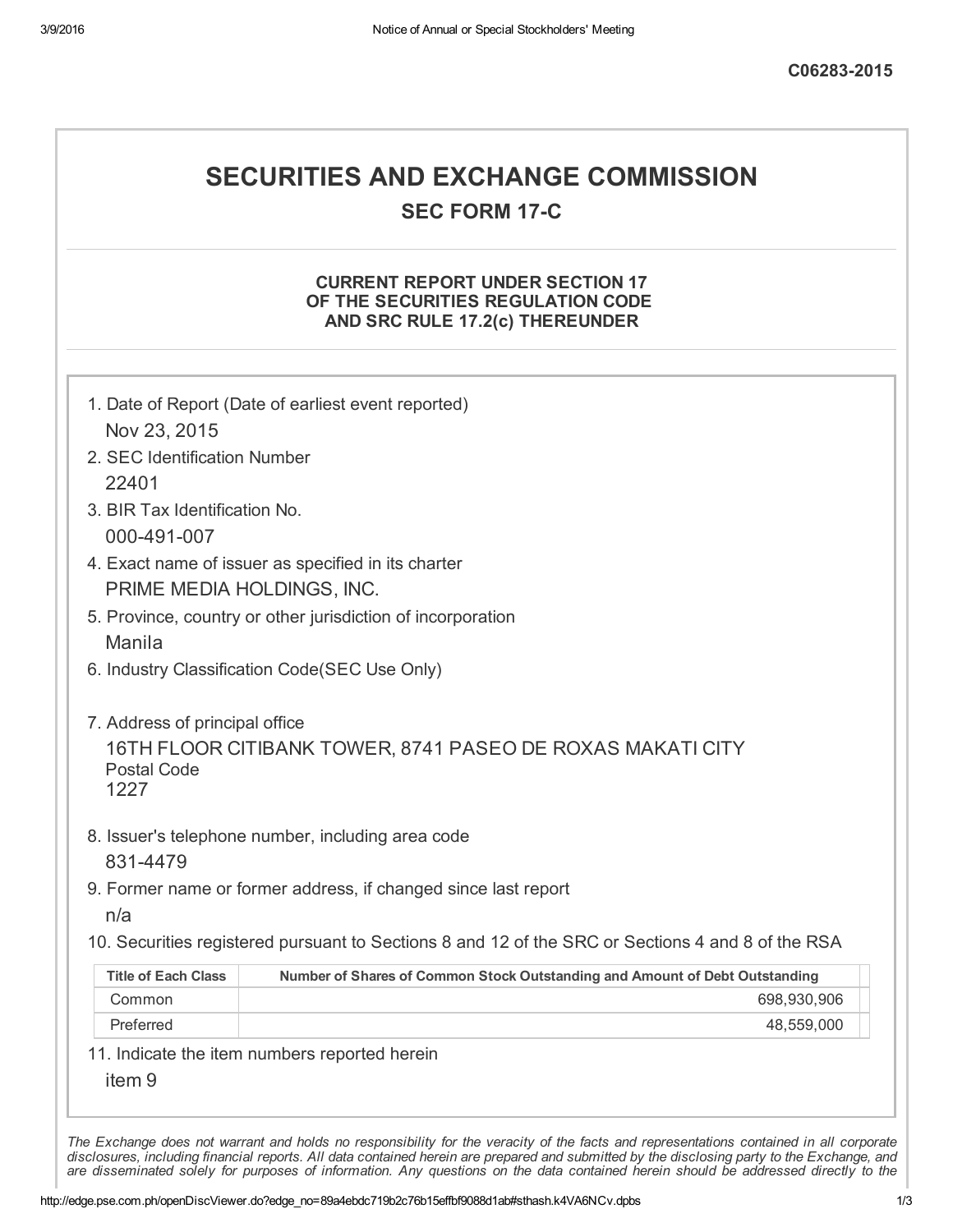C06283-2015

# SECURITIES AND EXCHANGE COMMISSION

## SEC FORM 17-C

### CURRENT REPORT UNDER SECTION 17 OF THE SECURITIES REGULATION CODE AND SRC RULE 17.2(c) THEREUNDER

1. Date of Report (Date of earliest event reported)
   Nov 23, 2015
2. SEC Identification Number
   22401
3. BIR Tax Identification No.
   000-491-007
4. Exact name of issuer as specified in its charter
   PRIME MEDIA HOLDINGS, INC.
5. Province, country or other jurisdiction of incorporation
   Manila
6. Industry Classification Code(SEC Use Only)

7. Address of principal office
   16TH FLOOR CITIBANK TOWER, 8741 PASEO DE ROXAS MAKATI CITY
   Postal Code
   1227
8. Issuer's telephone number, including area code
   831-4479
9. Former name or former address, if changed since last report
   n/a
10. Securities registered pursuant to Sections 8 and 12 of the SRC or Sections 4 and 8 of the RSA

| Title of Each Class | Number of Shares of Common Stock Outstanding and Amount of Debt Outstanding |
|---|---|
| Common | 698,930,906 |
| Preferred | 48,559,000 |

11. Indicate the item numbers reported herein
   item 9

*The Exchange does not warrant and holds no responsibility for the veracity of the facts and representations contained in all corporate disclosures, including financial reports. All data contained herein are prepared and submitted by the disclosing party to the Exchange, and are disseminated solely for purposes of information. Any questions on the data contained herein should be addressed directly to the*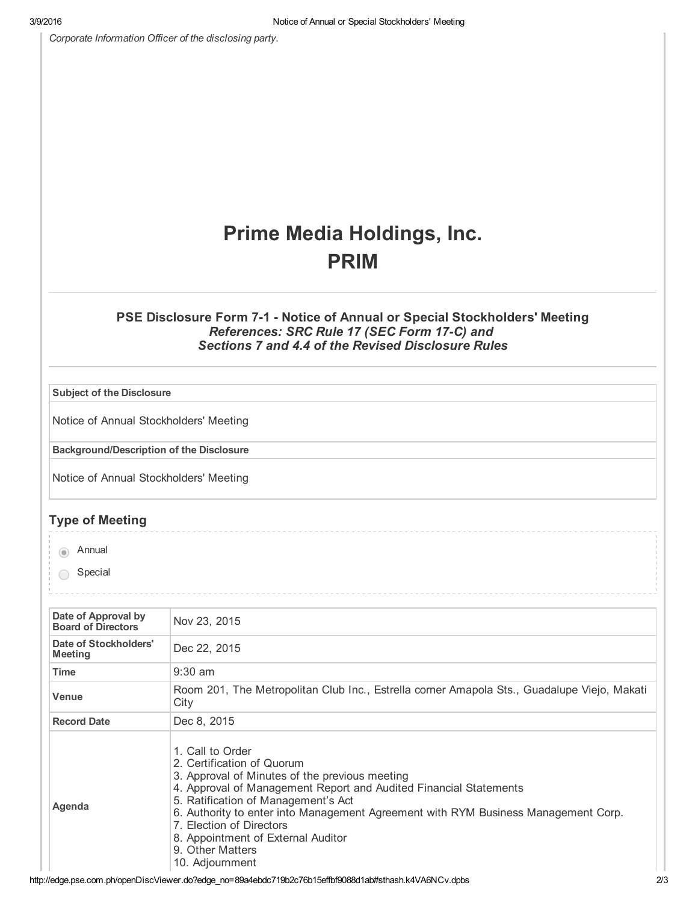*Corporate Information Officer of the disclosing party.*

# Prime Media Holdings, Inc.
# PRIM

### PSE Disclosure Form 7-1 - Notice of Annual or Special Stockholders' Meeting
***References: SRC Rule 17 (SEC Form 17-C) and***
***Sections 7 and 4.4 of the Revised Disclosure Rules***

| Subject of the Disclosure |
|---|
| Notice of Annual Stockholders' Meeting |

| Background/Description of the Disclosure |
|---|
| Notice of Annual Stockholders' Meeting |

## Type of Meeting

- ◉ Annual
- ○ Special

| | |
|---|---|
| **Date of Approval by Board of Directors** | Nov 23, 2015 |
| **Date of Stockholders' Meeting** | Dec 22, 2015 |
| **Time** | 9:30 am |
| **Venue** | Room 201, The Metropolitan Club Inc., Estrella corner Amapola Sts., Guadalupe Viejo, Makati City |
| **Record Date** | Dec 8, 2015 |
| **Agenda** | 1. Call to Order<br>2. Certification of Quorum<br>3. Approval of Minutes of the previous meeting<br>4. Approval of Management Report and Audited Financial Statements<br>5. Ratification of Management's Act<br>6. Authority to enter into Management Agreement with RYM Business Management Corp.<br>7. Election of Directors<br>8. Appointment of External Auditor<br>9. Other Matters<br>10. Adjournment |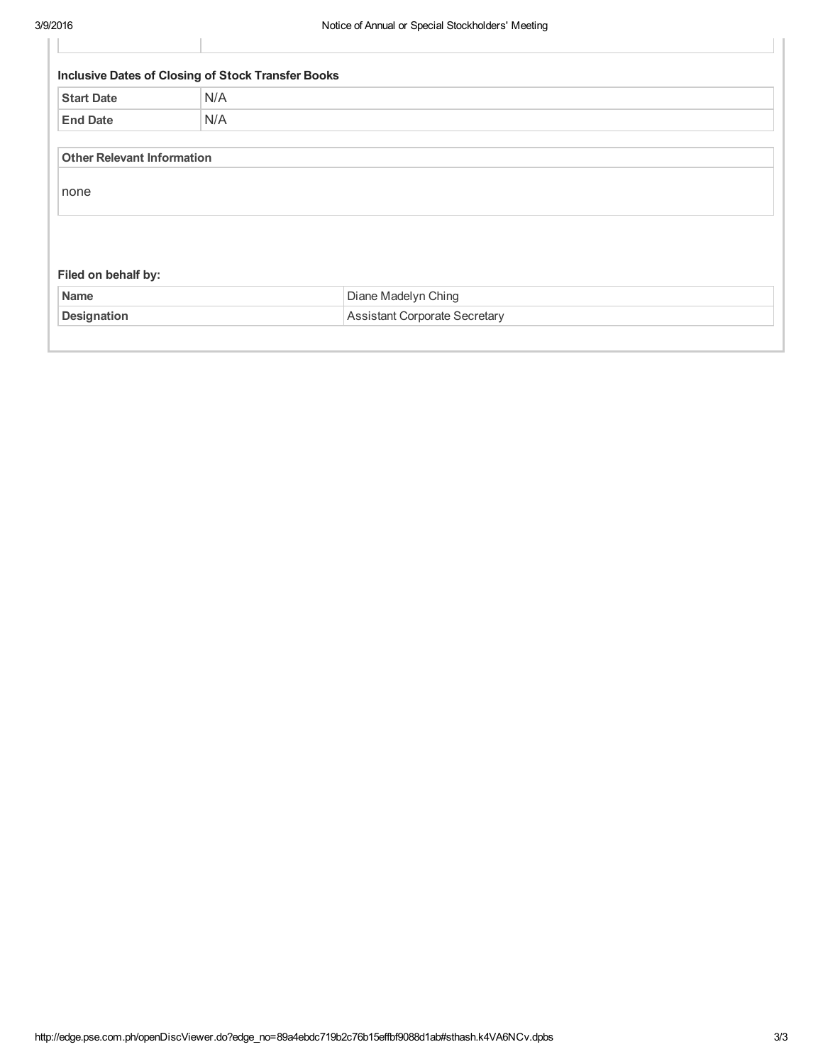### Inclusive Dates of Closing of Stock Transfer Books

| | |
|---|---|
| **Start Date** | N/A |
| **End Date** | N/A |

| **Other Relevant Information** |
|---|
| none |

### Filed on behalf by:

| | |
|---|---|
| **Name** | Diane Madelyn Ching |
| **Designation** | Assistant Corporate Secretary |